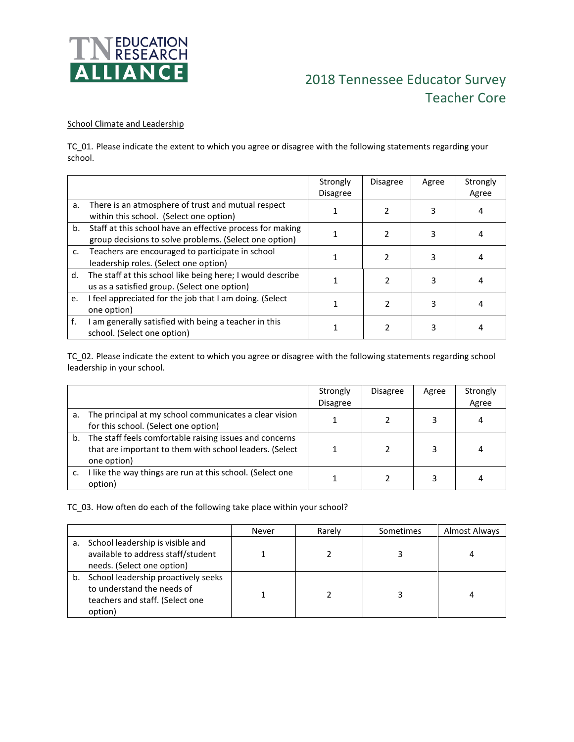TN EDUCATION RESEARCH ALLIANCE

# 2018 Tennessee Educator Survey
## Teacher Core

School Climate and Leadership

TC_01. Please indicate the extent to which you agree or disagree with the following statements regarding your school.

| | Strongly Disagree | Disagree | Agree | Strongly Agree |
|---|---|---|---|---|
| a. There is an atmosphere of trust and mutual respect within this school. (Select one option) | 1 | 2 | 3 | 4 |
| b. Staff at this school have an effective process for making group decisions to solve problems. (Select one option) | 1 | 2 | 3 | 4 |
| c. Teachers are encouraged to participate in school leadership roles. (Select one option) | 1 | 2 | 3 | 4 |
| d. The staff at this school like being here; I would describe us as a satisfied group. (Select one option) | 1 | 2 | 3 | 4 |
| e. I feel appreciated for the job that I am doing. (Select one option) | 1 | 2 | 3 | 4 |
| f. I am generally satisfied with being a teacher in this school. (Select one option) | 1 | 2 | 3 | 4 |

TC_02. Please indicate the extent to which you agree or disagree with the following statements regarding school leadership in your school.

| | Strongly Disagree | Disagree | Agree | Strongly Agree |
|---|---|---|---|---|
| a. The principal at my school communicates a clear vision for this school. (Select one option) | 1 | 2 | 3 | 4 |
| b. The staff feels comfortable raising issues and concerns that are important to them with school leaders. (Select one option) | 1 | 2 | 3 | 4 |
| c. I like the way things are run at this school. (Select one option) | 1 | 2 | 3 | 4 |

TC_03. How often do each of the following take place within your school?

| | Never | Rarely | Sometimes | Almost Always |
|---|---|---|---|---|
| a. School leadership is visible and available to address staff/student needs. (Select one option) | 1 | 2 | 3 | 4 |
| b. School leadership proactively seeks to understand the needs of teachers and staff. (Select one option) | 1 | 2 | 3 | 4 |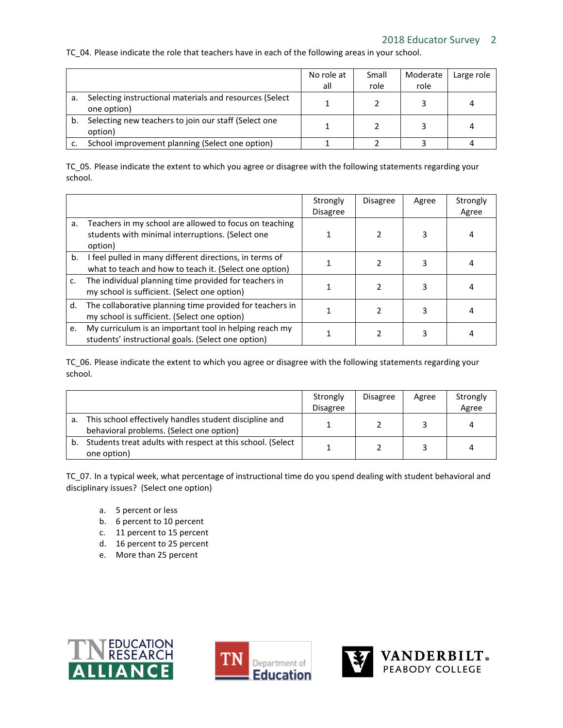TC_04. Please indicate the role that teachers have in each of the following areas in your school.

| | No role at all | Small role | Moderate role | Large role |
|---|---|---|---|---|
| a. Selecting instructional materials and resources (Select one option) | 1 | 2 | 3 | 4 |
| b. Selecting new teachers to join our staff (Select one option) | 1 | 2 | 3 | 4 |
| c. School improvement planning (Select one option) | 1 | 2 | 3 | 4 |

TC_05. Please indicate the extent to which you agree or disagree with the following statements regarding your school.

| | Strongly Disagree | Disagree | Agree | Strongly Agree |
|---|---|---|---|---|
| a. Teachers in my school are allowed to focus on teaching students with minimal interruptions. (Select one option) | 1 | 2 | 3 | 4 |
| b. I feel pulled in many different directions, in terms of what to teach and how to teach it. (Select one option) | 1 | 2 | 3 | 4 |
| c. The individual planning time provided for teachers in my school is sufficient. (Select one option) | 1 | 2 | 3 | 4 |
| d. The collaborative planning time provided for teachers in my school is sufficient. (Select one option) | 1 | 2 | 3 | 4 |
| e. My curriculum is an important tool in helping reach my students' instructional goals. (Select one option) | 1 | 2 | 3 | 4 |

TC_06. Please indicate the extent to which you agree or disagree with the following statements regarding your school.

| | Strongly Disagree | Disagree | Agree | Strongly Agree |
|---|---|---|---|---|
| a. This school effectively handles student discipline and behavioral problems. (Select one option) | 1 | 2 | 3 | 4 |
| b. Students treat adults with respect at this school. (Select one option) | 1 | 2 | 3 | 4 |

TC_07. In a typical week, what percentage of instructional time do you spend dealing with student behavioral and disciplinary issues? (Select one option)

a. 5 percent or less
b. 6 percent to 10 percent
c. 11 percent to 15 percent
d. 16 percent to 25 percent
e. More than 25 percent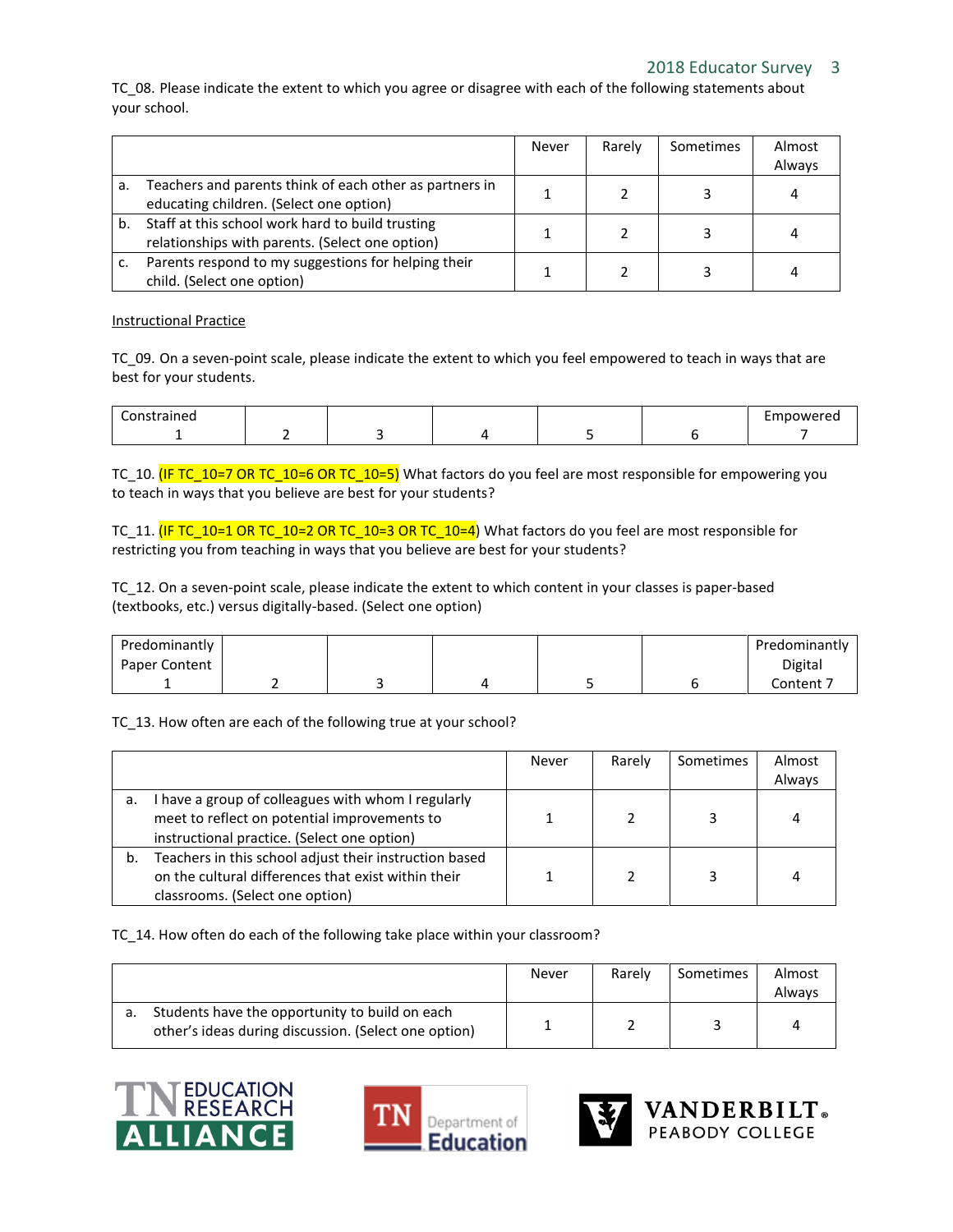TC_08. Please indicate the extent to which you agree or disagree with each of the following statements about your school.

| | Never | Rarely | Sometimes | Almost Always |
|---|---|---|---|---|
| a. Teachers and parents think of each other as partners in educating children. (Select one option) | 1 | 2 | 3 | 4 |
| b. Staff at this school work hard to build trusting relationships with parents. (Select one option) | 1 | 2 | 3 | 4 |
| c. Parents respond to my suggestions for helping their child. (Select one option) | 1 | 2 | 3 | 4 |

Instructional Practice

TC_09. On a seven-point scale, please indicate the extent to which you feel empowered to teach in ways that are best for your students.

| Constrained 1 | 2 | 3 | 4 | 5 | 6 | Empowered 7 |
|---|---|---|---|---|---|---|

TC_10. (IF TC_10=7 OR TC_10=6 OR TC_10=5) What factors do you feel are most responsible for empowering you to teach in ways that you believe are best for your students?

TC_11. (IF TC_10=1 OR TC_10=2 OR TC_10=3 OR TC_10=4) What factors do you feel are most responsible for restricting you from teaching in ways that you believe are best for your students?

TC_12. On a seven-point scale, please indicate the extent to which content in your classes is paper-based (textbooks, etc.) versus digitally-based. (Select one option)

| Predominantly Paper Content 1 | 2 | 3 | 4 | 5 | 6 | Predominantly Digital Content 7 |
|---|---|---|---|---|---|---|

TC_13. How often are each of the following true at your school?

| | Never | Rarely | Sometimes | Almost Always |
|---|---|---|---|---|
| a. I have a group of colleagues with whom I regularly meet to reflect on potential improvements to instructional practice. (Select one option) | 1 | 2 | 3 | 4 |
| b. Teachers in this school adjust their instruction based on the cultural differences that exist within their classrooms. (Select one option) | 1 | 2 | 3 | 4 |

TC_14. How often do each of the following take place within your classroom?

| | Never | Rarely | Sometimes | Almost Always |
|---|---|---|---|---|
| a. Students have the opportunity to build on each other's ideas during discussion. (Select one option) | 1 | 2 | 3 | 4 |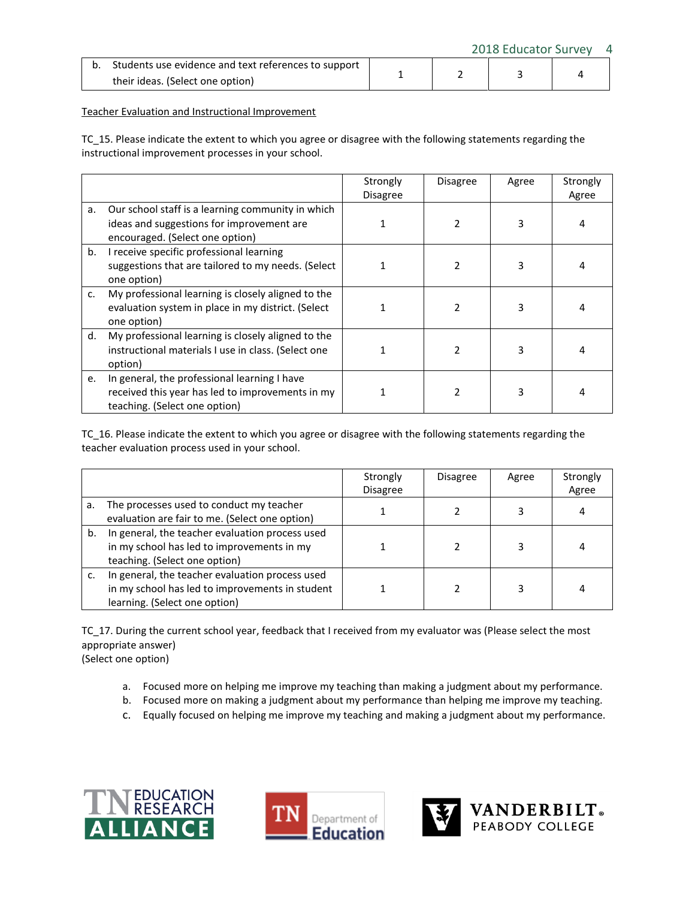| | | | | |
|---|---|---|---|---|
| b. Students use evidence and text references to support their ideas. (Select one option) | 1 | 2 | 3 | 4 |

Teacher Evaluation and Instructional Improvement

TC_15. Please indicate the extent to which you agree or disagree with the following statements regarding the instructional improvement processes in your school.

| | Strongly Disagree | Disagree | Agree | Strongly Agree |
|---|---|---|---|---|
| a. Our school staff is a learning community in which ideas and suggestions for improvement are encouraged. (Select one option) | 1 | 2 | 3 | 4 |
| b. I receive specific professional learning suggestions that are tailored to my needs. (Select one option) | 1 | 2 | 3 | 4 |
| c. My professional learning is closely aligned to the evaluation system in place in my district. (Select one option) | 1 | 2 | 3 | 4 |
| d. My professional learning is closely aligned to the instructional materials I use in class. (Select one option) | 1 | 2 | 3 | 4 |
| e. In general, the professional learning I have received this year has led to improvements in my teaching. (Select one option) | 1 | 2 | 3 | 4 |

TC_16. Please indicate the extent to which you agree or disagree with the following statements regarding the teacher evaluation process used in your school.

| | Strongly Disagree | Disagree | Agree | Strongly Agree |
|---|---|---|---|---|
| a. The processes used to conduct my teacher evaluation are fair to me. (Select one option) | 1 | 2 | 3 | 4 |
| b. In general, the teacher evaluation process used in my school has led to improvements in my teaching. (Select one option) | 1 | 2 | 3 | 4 |
| c. In general, the teacher evaluation process used in my school has led to improvements in student learning. (Select one option) | 1 | 2 | 3 | 4 |

TC_17. During the current school year, feedback that I received from my evaluator was (Please select the most appropriate answer)
(Select one option)

a. Focused more on helping me improve my teaching than making a judgment about my performance.
b. Focused more on making a judgment about my performance than helping me improve my teaching.
c. Equally focused on helping me improve my teaching and making a judgment about my performance.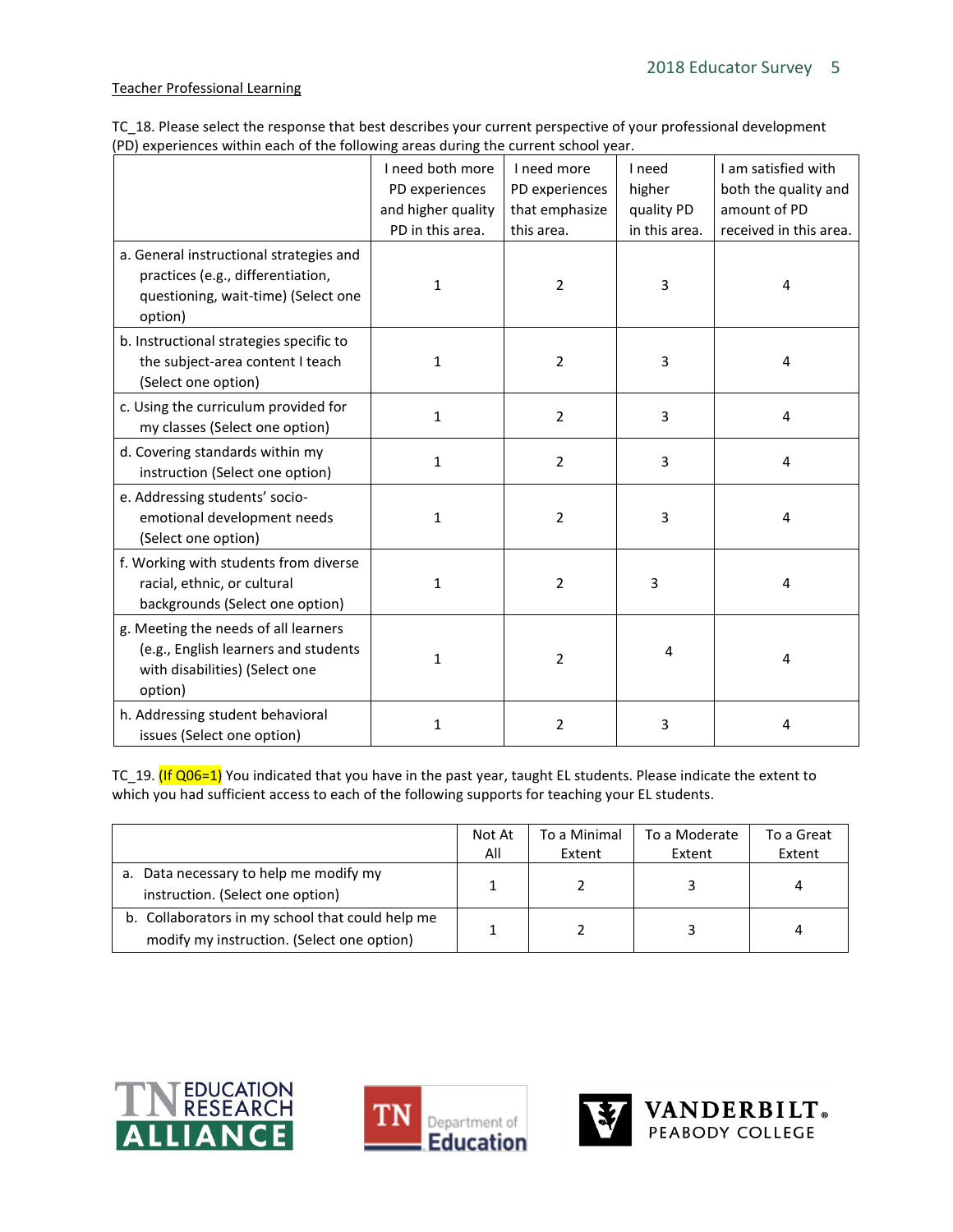Teacher Professional Learning

TC_18. Please select the response that best describes your current perspective of your professional development (PD) experiences within each of the following areas during the current school year.

| | I need both more PD experiences and higher quality PD in this area. | I need more PD experiences that emphasize this area. | I need higher quality PD in this area. | I am satisfied with both the quality and amount of PD received in this area. |
|---|---|---|---|---|
| a. General instructional strategies and practices (e.g., differentiation, questioning, wait-time) (Select one option) | 1 | 2 | 3 | 4 |
| b. Instructional strategies specific to the subject-area content I teach (Select one option) | 1 | 2 | 3 | 4 |
| c. Using the curriculum provided for my classes (Select one option) | 1 | 2 | 3 | 4 |
| d. Covering standards within my instruction (Select one option) | 1 | 2 | 3 | 4 |
| e. Addressing students' socio-emotional development needs (Select one option) | 1 | 2 | 3 | 4 |
| f. Working with students from diverse racial, ethnic, or cultural backgrounds (Select one option) | 1 | 2 | 3 | 4 |
| g. Meeting the needs of all learners (e.g., English learners and students with disabilities) (Select one option) | 1 | 2 | 4 | 4 |
| h. Addressing student behavioral issues (Select one option) | 1 | 2 | 3 | 4 |

TC_19. (If Q06=1) You indicated that you have in the past year, taught EL students. Please indicate the extent to which you had sufficient access to each of the following supports for teaching your EL students.

| | Not At All | To a Minimal Extent | To a Moderate Extent | To a Great Extent |
|---|---|---|---|---|
| a. Data necessary to help me modify my instruction. (Select one option) | 1 | 2 | 3 | 4 |
| b. Collaborators in my school that could help me modify my instruction. (Select one option) | 1 | 2 | 3 | 4 |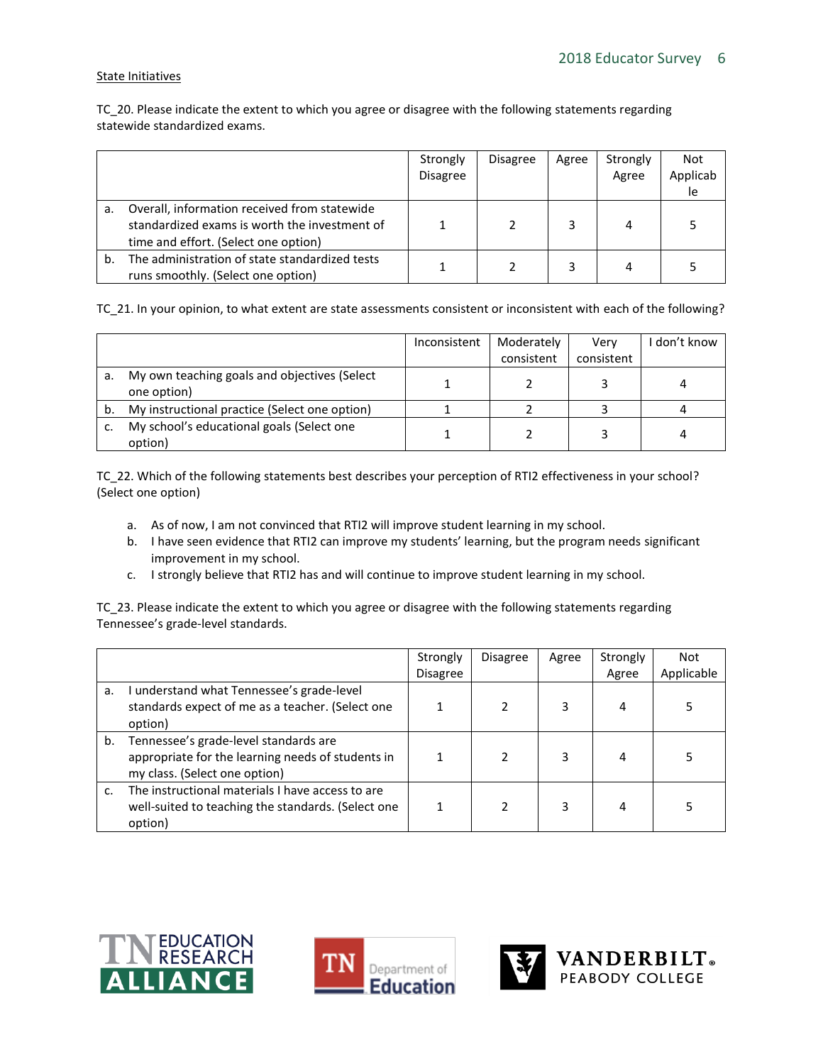State Initiatives

TC_20. Please indicate the extent to which you agree or disagree with the following statements regarding statewide standardized exams.

| | Strongly Disagree | Disagree | Agree | Strongly Agree | Not Applicable |
|---|---|---|---|---|---|
| a. Overall, information received from statewide standardized exams is worth the investment of time and effort. (Select one option) | 1 | 2 | 3 | 4 | 5 |
| b. The administration of state standardized tests runs smoothly. (Select one option) | 1 | 2 | 3 | 4 | 5 |

TC_21. In your opinion, to what extent are state assessments consistent or inconsistent with each of the following?

| | Inconsistent | Moderately consistent | Very consistent | I don't know |
|---|---|---|---|---|
| a. My own teaching goals and objectives (Select one option) | 1 | 2 | 3 | 4 |
| b. My instructional practice (Select one option) | 1 | 2 | 3 | 4 |
| c. My school's educational goals (Select one option) | 1 | 2 | 3 | 4 |

TC_22. Which of the following statements best describes your perception of RTI2 effectiveness in your school? (Select one option)

a. As of now, I am not convinced that RTI2 will improve student learning in my school.
b. I have seen evidence that RTI2 can improve my students' learning, but the program needs significant improvement in my school.
c. I strongly believe that RTI2 has and will continue to improve student learning in my school.

TC_23. Please indicate the extent to which you agree or disagree with the following statements regarding Tennessee's grade-level standards.

| | Strongly Disagree | Disagree | Agree | Strongly Agree | Not Applicable |
|---|---|---|---|---|---|
| a. I understand what Tennessee's grade-level standards expect of me as a teacher. (Select one option) | 1 | 2 | 3 | 4 | 5 |
| b. Tennessee's grade-level standards are appropriate for the learning needs of students in my class. (Select one option) | 1 | 2 | 3 | 4 | 5 |
| c. The instructional materials I have access to are well-suited to teaching the standards. (Select one option) | 1 | 2 | 3 | 4 | 5 |